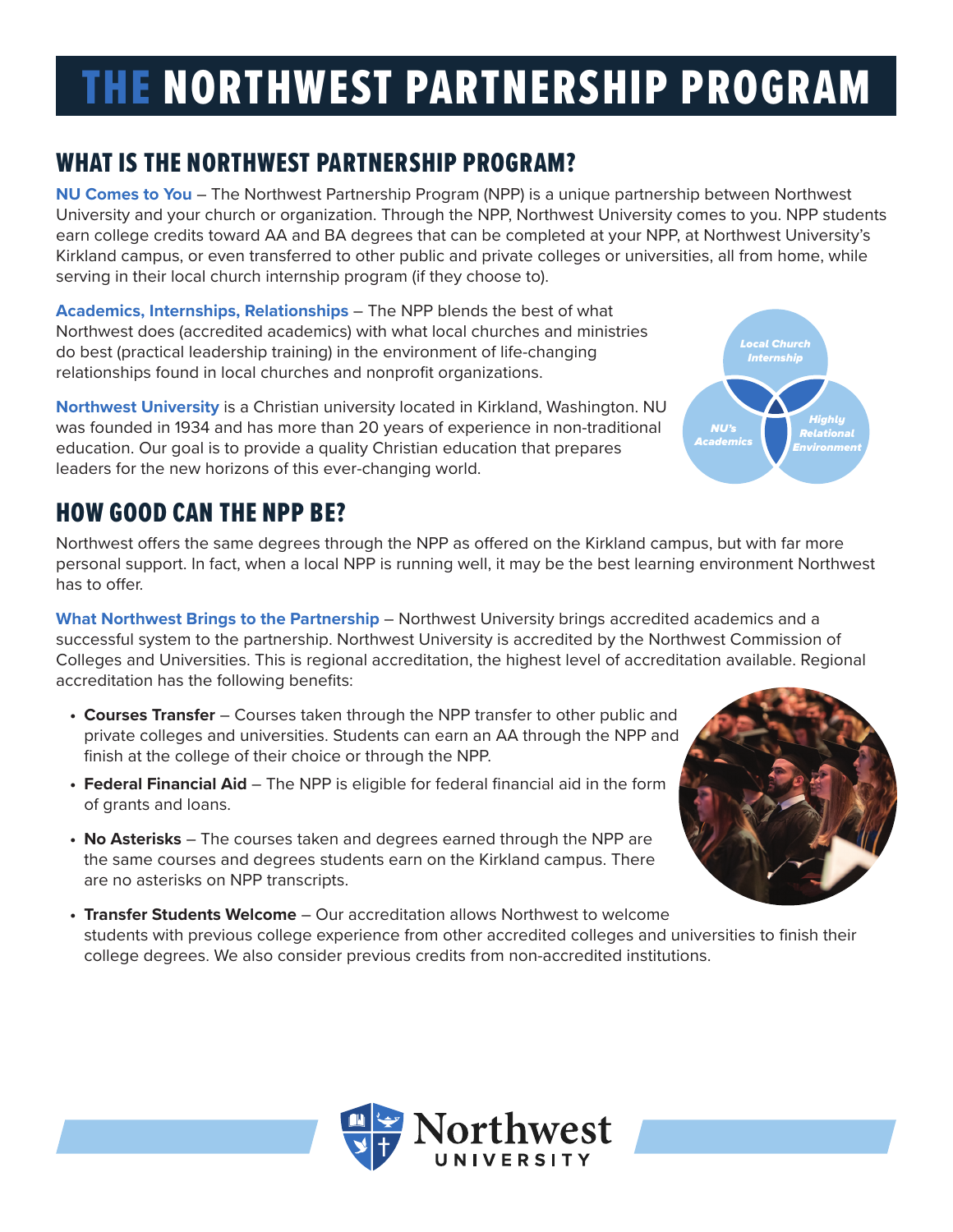# THE NORTHWEST PARTNERSHIP PROGRAM

## WHAT IS THE NORTHWEST PARTNERSHIP PROGRAM?

**NU Comes to You** – The Northwest Partnership Program (NPP) is a unique partnership between Northwest University and your church or organization. Through the NPP, Northwest University comes to you. NPP students earn college credits toward AA and BA degrees that can be completed at your NPP, at Northwest University's Kirkland campus, or even transferred to other public and private colleges or universities, all from home, while serving in their local church internship program (if they choose to).

**Academics, Internships, Relationships** – The NPP blends the best of what Northwest does (accredited academics) with what local churches and ministries do best (practical leadership training) in the environment of life-changing relationships found in local churches and nonprofit organizations.

**Northwest University** is a Christian university located in Kirkland, Washington. NU was founded in 1934 and has more than 20 years of experience in non-traditional education. Our goal is to provide a quality Christian education that prepares leaders for the new horizons of this ever-changing world.

## HOW GOOD CAN THE NPP BE?

Northwest offers the same degrees through the NPP as offered on the Kirkland campus, but with far more personal support. In fact, when a local NPP is running well, it may be the best learning environment Northwest has to offer.

**What Northwest Brings to the Partnership** – Northwest University brings accredited academics and a successful system to the partnership. Northwest University is accredited by the Northwest Commission of Colleges and Universities. This is regional accreditation, the highest level of accreditation available. Regional accreditation has the following benefits:

- **Courses Transfer** – Courses taken through the NPP transfer to other public and private colleges and universities. Students can earn an AA through the NPP and finish at the college of their choice or through the NPP.
- **Federal Financial Aid** – The NPP is eligible for federal financial aid in the form of grants and loans.
- **No Asterisks** – The courses taken and degrees earned through the NPP are the same courses and degrees students earn on the Kirkland campus. There are no asterisks on NPP transcripts.
- **Transfer Students Welcome** – Our accreditation allows Northwest to welcome students with previous college experience from other accredited colleges and universities to finish their college degrees. We also consider previous credits from non-accredited institutions.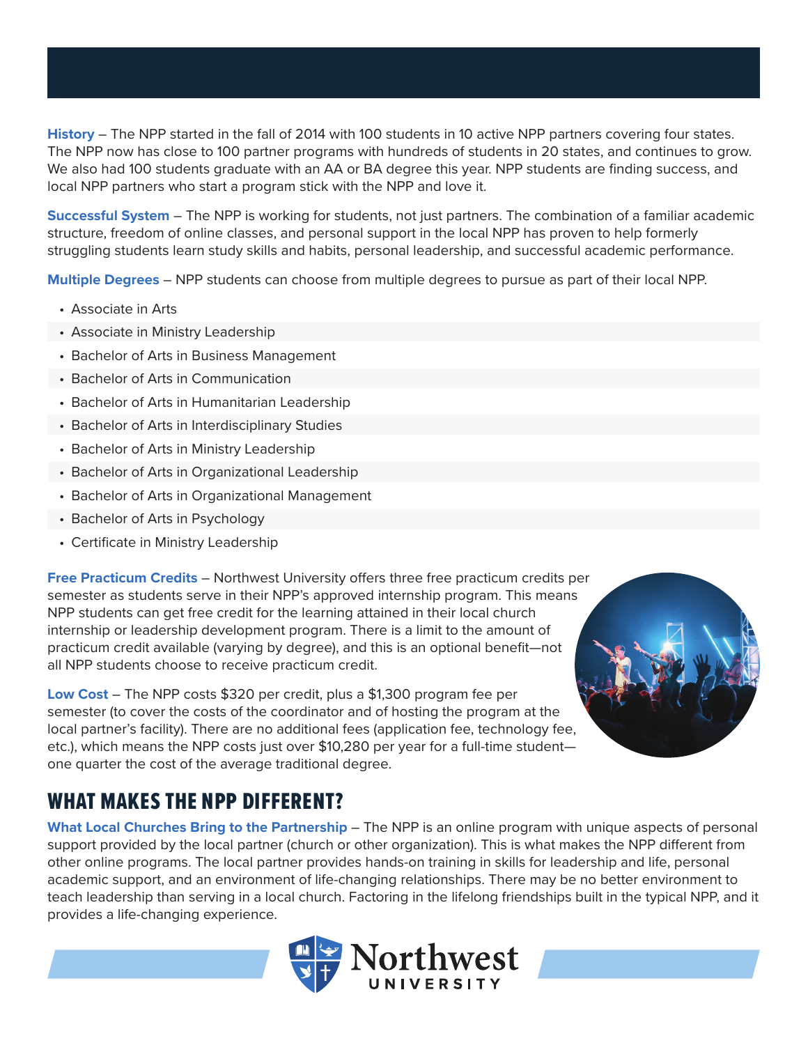**History** – The NPP started in the fall of 2014 with 100 students in 10 active NPP partners covering four states. The NPP now has close to 100 partner programs with hundreds of students in 20 states, and continues to grow. We also had 100 students graduate with an AA or BA degree this year. NPP students are finding success, and local NPP partners who start a program stick with the NPP and love it.

**Successful System** – The NPP is working for students, not just partners. The combination of a familiar academic structure, freedom of online classes, and personal support in the local NPP has proven to help formerly struggling students learn study skills and habits, personal leadership, and successful academic performance.

**Multiple Degrees** – NPP students can choose from multiple degrees to pursue as part of their local NPP.

- Associate in Arts
- Associate in Ministry Leadership
- Bachelor of Arts in Business Management
- Bachelor of Arts in Communication
- Bachelor of Arts in Humanitarian Leadership
- Bachelor of Arts in Interdisciplinary Studies
- Bachelor of Arts in Ministry Leadership
- Bachelor of Arts in Organizational Leadership
- Bachelor of Arts in Organizational Management
- Bachelor of Arts in Psychology
- Certificate in Ministry Leadership

**Free Practicum Credits** – Northwest University offers three free practicum credits per semester as students serve in their NPP's approved internship program. This means NPP students can get free credit for the learning attained in their local church internship or leadership development program. There is a limit to the amount of practicum credit available (varying by degree), and this is an optional benefit—not all NPP students choose to receive practicum credit.

**Low Cost** – The NPP costs $320 per credit, plus a $1,300 program fee per semester (to cover the costs of the coordinator and of hosting the program at the local partner's facility). There are no additional fees (application fee, technology fee, etc.), which means the NPP costs just over $10,280 per year for a full-time student—one quarter the cost of the average traditional degree.

## WHAT MAKES THE NPP DIFFERENT?

**What Local Churches Bring to the Partnership** – The NPP is an online program with unique aspects of personal support provided by the local partner (church or other organization). This is what makes the NPP different from other online programs. The local partner provides hands-on training in skills for leadership and life, personal academic support, and an environment of life-changing relationships. There may be no better environment to teach leadership than serving in a local church. Factoring in the lifelong friendships built in the typical NPP, and it provides a life-changing experience.

Northwest UNIVERSITY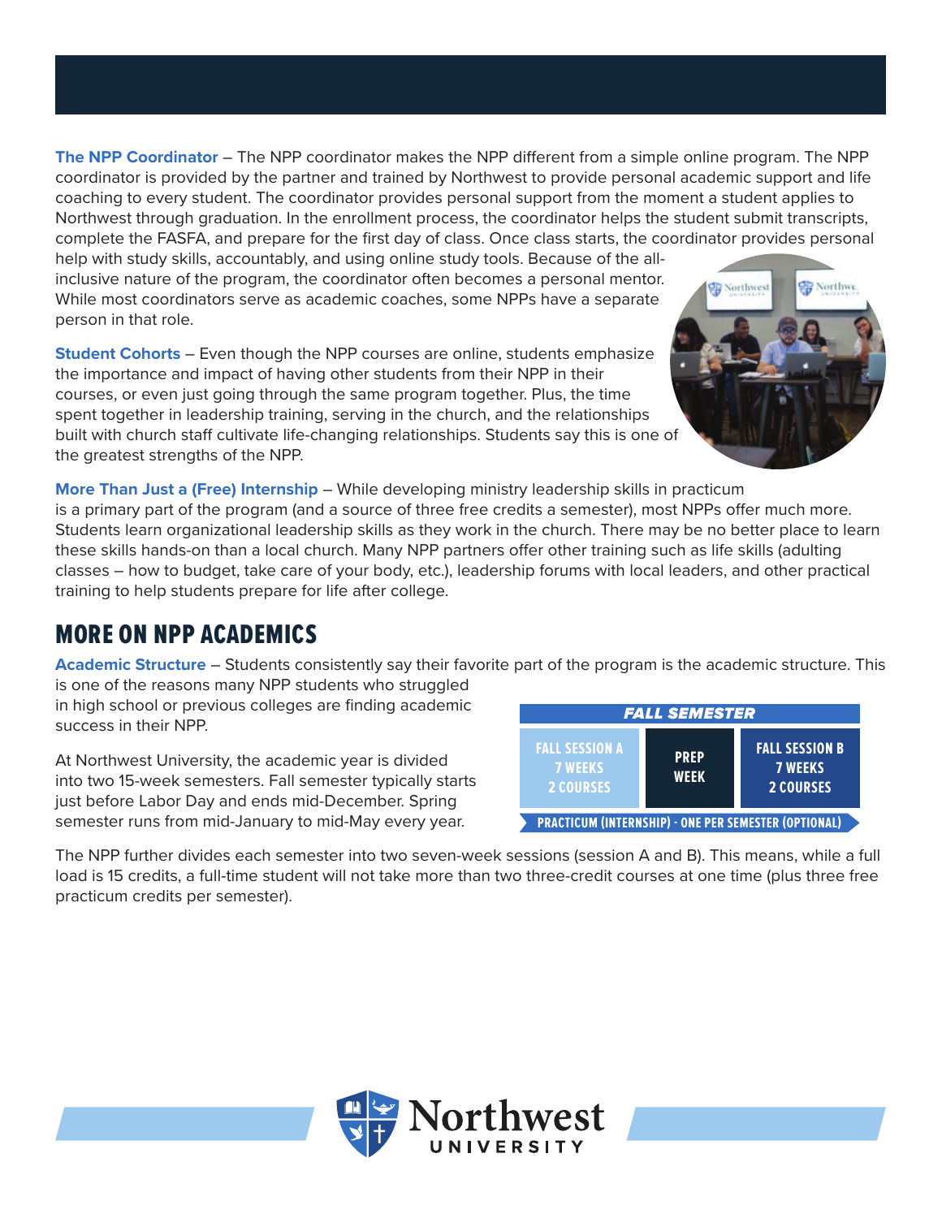**The NPP Coordinator** – The NPP coordinator makes the NPP different from a simple online program. The NPP coordinator is provided by the partner and trained by Northwest to provide personal academic support and life coaching to every student. The coordinator provides personal support from the moment a student applies to Northwest through graduation. In the enrollment process, the coordinator helps the student submit transcripts, complete the FASFA, and prepare for the first day of class. Once class starts, the coordinator provides personal help with study skills, accountably, and using online study tools. Because of the all-inclusive nature of the program, the coordinator often becomes a personal mentor. While most coordinators serve as academic coaches, some NPPs have a separate person in that role.

**Student Cohorts** – Even though the NPP courses are online, students emphasize the importance and impact of having other students from their NPP in their courses, or even just going through the same program together. Plus, the time spent together in leadership training, serving in the church, and the relationships built with church staff cultivate life-changing relationships. Students say this is one of the greatest strengths of the NPP.

**More Than Just a (Free) Internship** – While developing ministry leadership skills in practicum is a primary part of the program (and a source of three free credits a semester), most NPPs offer much more. Students learn organizational leadership skills as they work in the church. There may be no better place to learn these skills hands-on than a local church. Many NPP partners offer other training such as life skills (adulting classes – how to budget, take care of your body, etc.), leadership forums with local leaders, and other practical training to help students prepare for life after college.

## MORE ON NPP ACADEMICS

**Academic Structure** – Students consistently say their favorite part of the program is the academic structure. This is one of the reasons many NPP students who struggled in high school or previous colleges are finding academic success in their NPP.

At Northwest University, the academic year is divided into two 15-week semesters. Fall semester typically starts just before Labor Day and ends mid-December. Spring semester runs from mid-January to mid-May every year.

| FALL SEMESTER | | |
|---|---|---|
| FALL SESSION A<br>7 WEEKS<br>2 COURSES | PREP WEEK | FALL SESSION B<br>7 WEEKS<br>2 COURSES |
| PRACTICUM (INTERNSHIP) - ONE PER SEMESTER (OPTIONAL) | | |

The NPP further divides each semester into two seven-week sessions (session A and B). This means, while a full load is 15 credits, a full-time student will not take more than two three-credit courses at one time (plus three free practicum credits per semester).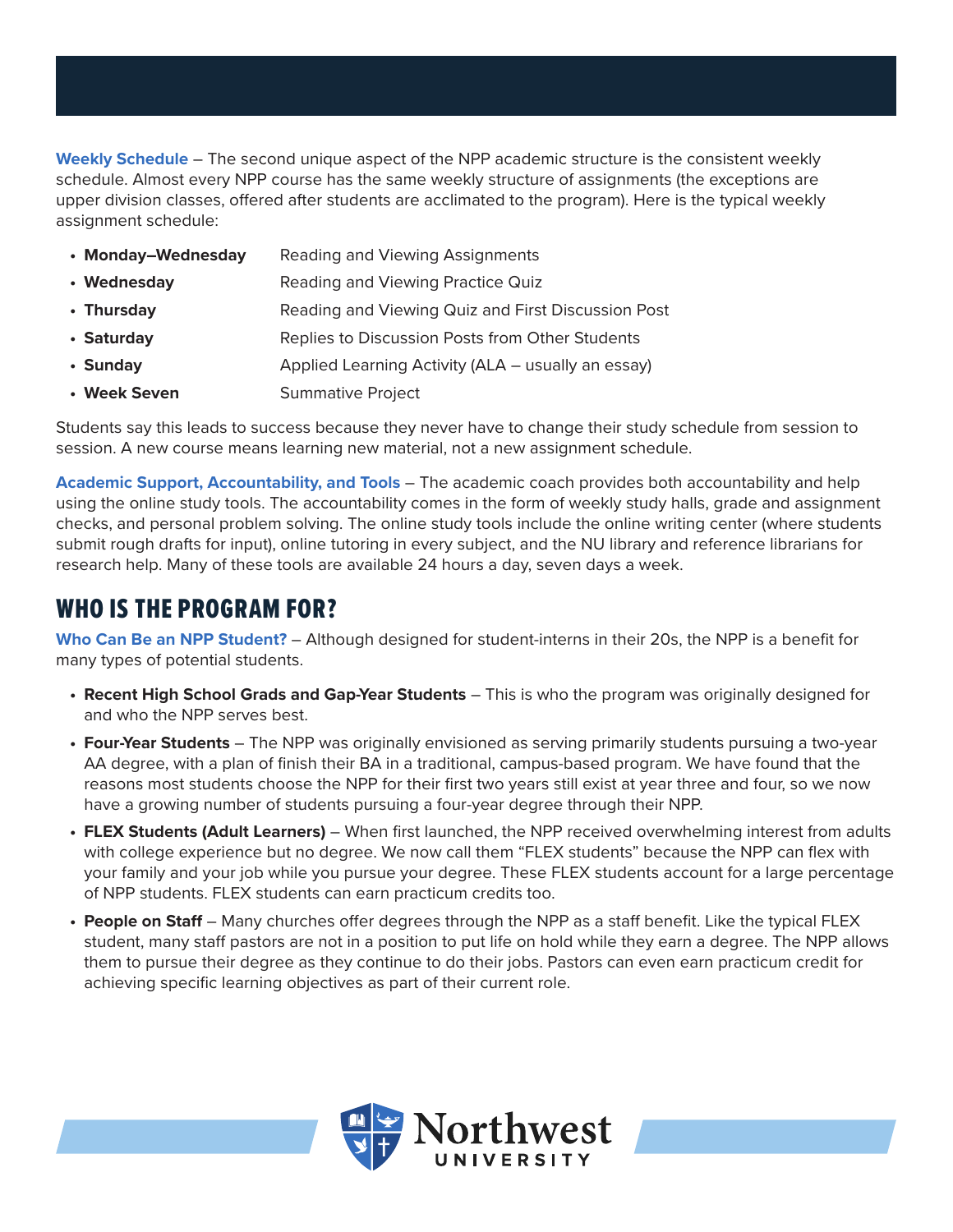**Weekly Schedule** – The second unique aspect of the NPP academic structure is the consistent weekly schedule. Almost every NPP course has the same weekly structure of assignments (the exceptions are upper division classes, offered after students are acclimated to the program). Here is the typical weekly assignment schedule:

- **Monday–Wednesday** Reading and Viewing Assignments
- **Wednesday** Reading and Viewing Practice Quiz
- **Thursday** Reading and Viewing Quiz and First Discussion Post
- **Saturday** Replies to Discussion Posts from Other Students
- **Sunday** Applied Learning Activity (ALA – usually an essay)
- **Week Seven** Summative Project

Students say this leads to success because they never have to change their study schedule from session to session. A new course means learning new material, not a new assignment schedule.

**Academic Support, Accountability, and Tools** – The academic coach provides both accountability and help using the online study tools. The accountability comes in the form of weekly study halls, grade and assignment checks, and personal problem solving. The online study tools include the online writing center (where students submit rough drafts for input), online tutoring in every subject, and the NU library and reference librarians for research help. Many of these tools are available 24 hours a day, seven days a week.

## WHO IS THE PROGRAM FOR?

**Who Can Be an NPP Student?** – Although designed for student-interns in their 20s, the NPP is a benefit for many types of potential students.

- **Recent High School Grads and Gap-Year Students** – This is who the program was originally designed for and who the NPP serves best.
- **Four-Year Students** – The NPP was originally envisioned as serving primarily students pursuing a two-year AA degree, with a plan of finish their BA in a traditional, campus-based program. We have found that the reasons most students choose the NPP for their first two years still exist at year three and four, so we now have a growing number of students pursuing a four-year degree through their NPP.
- **FLEX Students (Adult Learners)** – When first launched, the NPP received overwhelming interest from adults with college experience but no degree. We now call them "FLEX students" because the NPP can flex with your family and your job while you pursue your degree. These FLEX students account for a large percentage of NPP students. FLEX students can earn practicum credits too.
- **People on Staff** – Many churches offer degrees through the NPP as a staff benefit. Like the typical FLEX student, many staff pastors are not in a position to put life on hold while they earn a degree. The NPP allows them to pursue their degree as they continue to do their jobs. Pastors can even earn practicum credit for achieving specific learning objectives as part of their current role.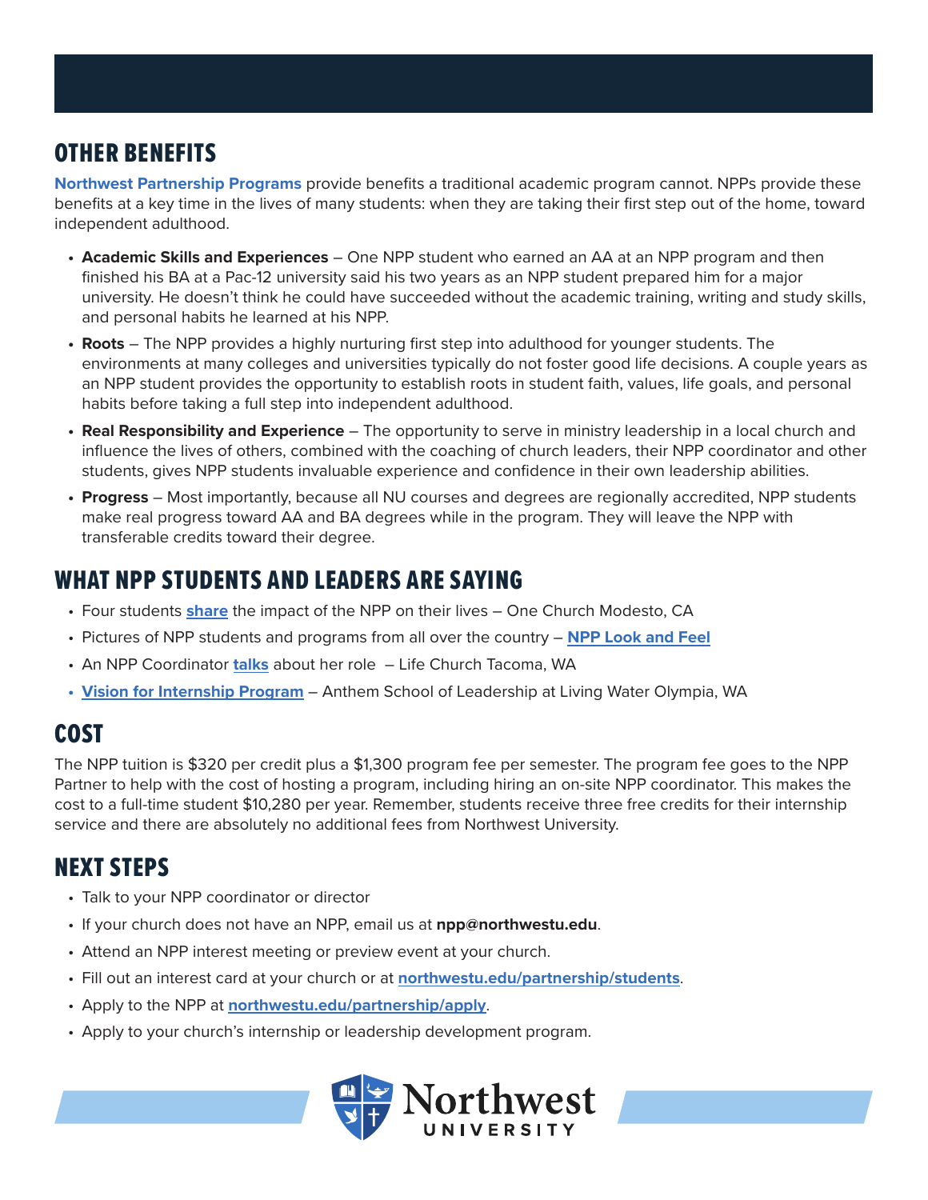## OTHER BENEFITS

**Northwest Partnership Programs** provide benefits a traditional academic program cannot. NPPs provide these benefits at a key time in the lives of many students: when they are taking their first step out of the home, toward independent adulthood.

- **Academic Skills and Experiences** – One NPP student who earned an AA at an NPP program and then finished his BA at a Pac-12 university said his two years as an NPP student prepared him for a major university. He doesn't think he could have succeeded without the academic training, writing and study skills, and personal habits he learned at his NPP.
- **Roots** – The NPP provides a highly nurturing first step into adulthood for younger students. The environments at many colleges and universities typically do not foster good life decisions. A couple years as an NPP student provides the opportunity to establish roots in student faith, values, life goals, and personal habits before taking a full step into independent adulthood.
- **Real Responsibility and Experience** – The opportunity to serve in ministry leadership in a local church and influence the lives of others, combined with the coaching of church leaders, their NPP coordinator and other students, gives NPP students invaluable experience and confidence in their own leadership abilities.
- **Progress** – Most importantly, because all NU courses and degrees are regionally accredited, NPP students make real progress toward AA and BA degrees while in the program. They will leave the NPP with transferable credits toward their degree.

## WHAT NPP STUDENTS AND LEADERS ARE SAYING

- Four students **share** the impact of the NPP on their lives – One Church Modesto, CA
- Pictures of NPP students and programs from all over the country – **NPP Look and Feel**
- An NPP Coordinator **talks** about her role – Life Church Tacoma, WA
- **Vision for Internship Program** – Anthem School of Leadership at Living Water Olympia, WA

## COST

The NPP tuition is $320 per credit plus a $1,300 program fee per semester. The program fee goes to the NPP Partner to help with the cost of hosting a program, including hiring an on-site NPP coordinator. This makes the cost to a full-time student $10,280 per year. Remember, students receive three free credits for their internship service and there are absolutely no additional fees from Northwest University.

## NEXT STEPS

- Talk to your NPP coordinator or director
- If your church does not have an NPP, email us at **npp@northwestu.edu**.
- Attend an NPP interest meeting or preview event at your church.
- Fill out an interest card at your church or at **northwestu.edu/partnership/students**.
- Apply to the NPP at **northwestu.edu/partnership/apply**.
- Apply to your church's internship or leadership development program.

Northwest UNIVERSITY